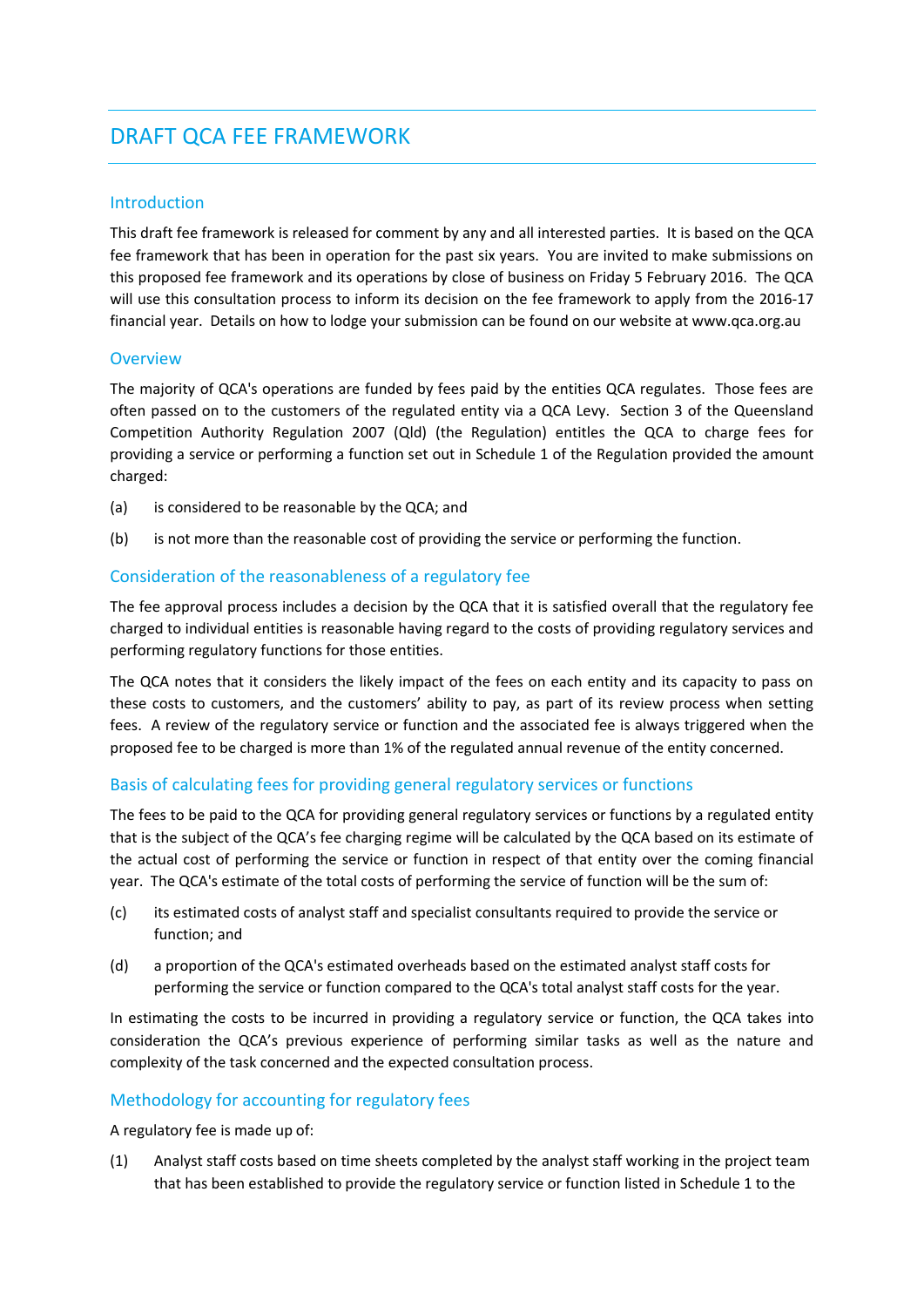# DRAFT QCA FEE FRAMEWORK

## Introduction

This draft fee framework is released for comment by any and all interested parties. It is based on the QCA fee framework that has been in operation for the past six years. You are invited to make submissions on this proposed fee framework and its operations by close of business on Friday 5 February 2016. The QCA will use this consultation process to inform its decision on the fee framework to apply from the 2016-17 financial year. Details on how to lodge your submission can be found on our website at www.qca.org.au

## Overview

The majority of QCA's operations are funded by fees paid by the entities QCA regulates. Those fees are often passed on to the customers of the regulated entity via a QCA Levy. Section 3 of the Queensland Competition Authority Regulation 2007 (Qld) (the Regulation) entitles the QCA to charge fees for providing a service or performing a function set out in Schedule 1 of the Regulation provided the amount charged:

(a) is considered to be reasonable by the QCA; and

(b) is not more than the reasonable cost of providing the service or performing the function.

## Consideration of the reasonableness of a regulatory fee

The fee approval process includes a decision by the QCA that it is satisfied overall that the regulatory fee charged to individual entities is reasonable having regard to the costs of providing regulatory services and performing regulatory functions for those entities.

The QCA notes that it considers the likely impact of the fees on each entity and its capacity to pass on these costs to customers, and the customers' ability to pay, as part of its review process when setting fees. A review of the regulatory service or function and the associated fee is always triggered when the proposed fee to be charged is more than 1% of the regulated annual revenue of the entity concerned.

## Basis of calculating fees for providing general regulatory services or functions

The fees to be paid to the QCA for providing general regulatory services or functions by a regulated entity that is the subject of the QCA's fee charging regime will be calculated by the QCA based on its estimate of the actual cost of performing the service or function in respect of that entity over the coming financial year. The QCA's estimate of the total costs of performing the service of function will be the sum of:

(c) its estimated costs of analyst staff and specialist consultants required to provide the service or function; and

(d) a proportion of the QCA's estimated overheads based on the estimated analyst staff costs for performing the service or function compared to the QCA's total analyst staff costs for the year.

In estimating the costs to be incurred in providing a regulatory service or function, the QCA takes into consideration the QCA's previous experience of performing similar tasks as well as the nature and complexity of the task concerned and the expected consultation process.

## Methodology for accounting for regulatory fees

A regulatory fee is made up of:

(1) Analyst staff costs based on time sheets completed by the analyst staff working in the project team that has been established to provide the regulatory service or function listed in Schedule 1 to the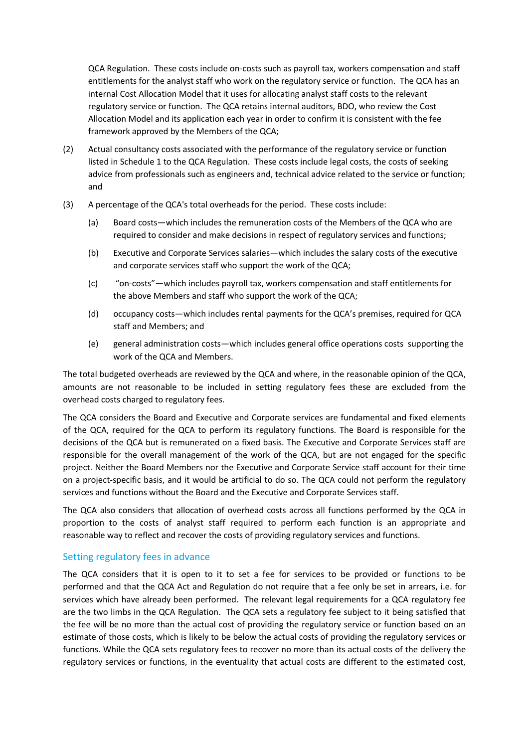QCA Regulation. These costs include on-costs such as payroll tax, workers compensation and staff entitlements for the analyst staff who work on the regulatory service or function. The QCA has an internal Cost Allocation Model that it uses for allocating analyst staff costs to the relevant regulatory service or function. The QCA retains internal auditors, BDO, who review the Cost Allocation Model and its application each year in order to confirm it is consistent with the fee framework approved by the Members of the QCA;

(2) Actual consultancy costs associated with the performance of the regulatory service or function listed in Schedule 1 to the QCA Regulation. These costs include legal costs, the costs of seeking advice from professionals such as engineers and, technical advice related to the service or function; and

(3) A percentage of the QCA's total overheads for the period. These costs include:

   (a) Board costs—which includes the remuneration costs of the Members of the QCA who are required to consider and make decisions in respect of regulatory services and functions;

   (b) Executive and Corporate Services salaries—which includes the salary costs of the executive and corporate services staff who support the work of the QCA;

   (c) "on-costs"—which includes payroll tax, workers compensation and staff entitlements for the above Members and staff who support the work of the QCA;

   (d) occupancy costs—which includes rental payments for the QCA's premises, required for QCA staff and Members; and

   (e) general administration costs—which includes general office operations costs supporting the work of the QCA and Members.

The total budgeted overheads are reviewed by the QCA and where, in the reasonable opinion of the QCA, amounts are not reasonable to be included in setting regulatory fees these are excluded from the overhead costs charged to regulatory fees.

The QCA considers the Board and Executive and Corporate services are fundamental and fixed elements of the QCA, required for the QCA to perform its regulatory functions. The Board is responsible for the decisions of the QCA but is remunerated on a fixed basis. The Executive and Corporate Services staff are responsible for the overall management of the work of the QCA, but are not engaged for the specific project. Neither the Board Members nor the Executive and Corporate Service staff account for their time on a project-specific basis, and it would be artificial to do so. The QCA could not perform the regulatory services and functions without the Board and the Executive and Corporate Services staff.

The QCA also considers that allocation of overhead costs across all functions performed by the QCA in proportion to the costs of analyst staff required to perform each function is an appropriate and reasonable way to reflect and recover the costs of providing regulatory services and functions.

## Setting regulatory fees in advance

The QCA considers that it is open to it to set a fee for services to be provided or functions to be performed and that the QCA Act and Regulation do not require that a fee only be set in arrears, i.e. for services which have already been performed. The relevant legal requirements for a QCA regulatory fee are the two limbs in the QCA Regulation. The QCA sets a regulatory fee subject to it being satisfied that the fee will be no more than the actual cost of providing the regulatory service or function based on an estimate of those costs, which is likely to be below the actual costs of providing the regulatory services or functions. While the QCA sets regulatory fees to recover no more than its actual costs of the delivery the regulatory services or functions, in the eventuality that actual costs are different to the estimated cost,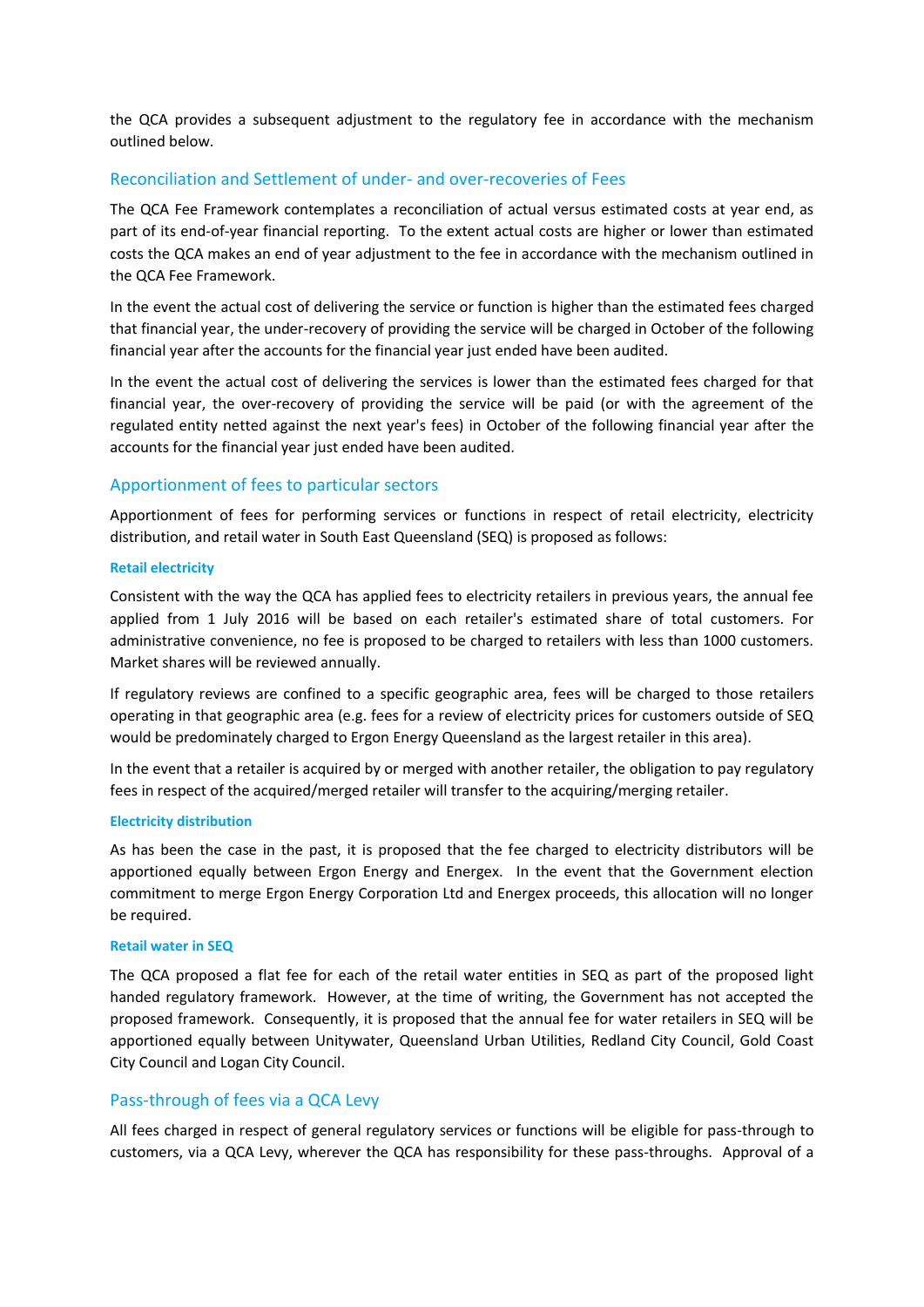the QCA provides a subsequent adjustment to the regulatory fee in accordance with the mechanism outlined below.

## Reconciliation and Settlement of under- and over-recoveries of Fees

The QCA Fee Framework contemplates a reconciliation of actual versus estimated costs at year end, as part of its end-of-year financial reporting. To the extent actual costs are higher or lower than estimated costs the QCA makes an end of year adjustment to the fee in accordance with the mechanism outlined in the QCA Fee Framework.

In the event the actual cost of delivering the service or function is higher than the estimated fees charged that financial year, the under-recovery of providing the service will be charged in October of the following financial year after the accounts for the financial year just ended have been audited.

In the event the actual cost of delivering the services is lower than the estimated fees charged for that financial year, the over-recovery of providing the service will be paid (or with the agreement of the regulated entity netted against the next year's fees) in October of the following financial year after the accounts for the financial year just ended have been audited.

## Apportionment of fees to particular sectors

Apportionment of fees for performing services or functions in respect of retail electricity, electricity distribution, and retail water in South East Queensland (SEQ) is proposed as follows:

#### Retail electricity

Consistent with the way the QCA has applied fees to electricity retailers in previous years, the annual fee applied from 1 July 2016 will be based on each retailer's estimated share of total customers. For administrative convenience, no fee is proposed to be charged to retailers with less than 1000 customers. Market shares will be reviewed annually.

If regulatory reviews are confined to a specific geographic area, fees will be charged to those retailers operating in that geographic area (e.g. fees for a review of electricity prices for customers outside of SEQ would be predominately charged to Ergon Energy Queensland as the largest retailer in this area).

In the event that a retailer is acquired by or merged with another retailer, the obligation to pay regulatory fees in respect of the acquired/merged retailer will transfer to the acquiring/merging retailer.

#### Electricity distribution

As has been the case in the past, it is proposed that the fee charged to electricity distributors will be apportioned equally between Ergon Energy and Energex. In the event that the Government election commitment to merge Ergon Energy Corporation Ltd and Energex proceeds, this allocation will no longer be required.

#### Retail water in SEQ

The QCA proposed a flat fee for each of the retail water entities in SEQ as part of the proposed light handed regulatory framework. However, at the time of writing, the Government has not accepted the proposed framework. Consequently, it is proposed that the annual fee for water retailers in SEQ will be apportioned equally between Unitywater, Queensland Urban Utilities, Redland City Council, Gold Coast City Council and Logan City Council.

## Pass-through of fees via a QCA Levy

All fees charged in respect of general regulatory services or functions will be eligible for pass-through to customers, via a QCA Levy, wherever the QCA has responsibility for these pass-throughs. Approval of a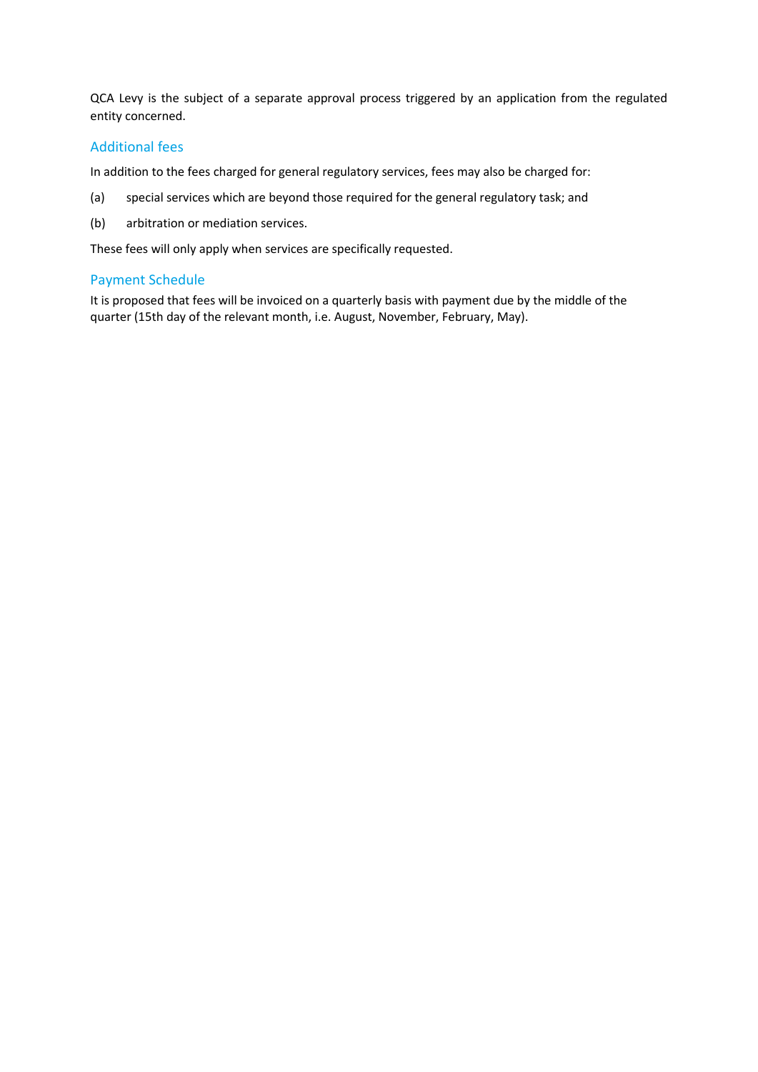QCA Levy is the subject of a separate approval process triggered by an application from the regulated entity concerned.

## Additional fees

In addition to the fees charged for general regulatory services, fees may also be charged for:

(a) special services which are beyond those required for the general regulatory task; and

(b) arbitration or mediation services.

These fees will only apply when services are specifically requested.

## Payment Schedule

It is proposed that fees will be invoiced on a quarterly basis with payment due by the middle of the quarter (15th day of the relevant month, i.e. August, November, February, May).